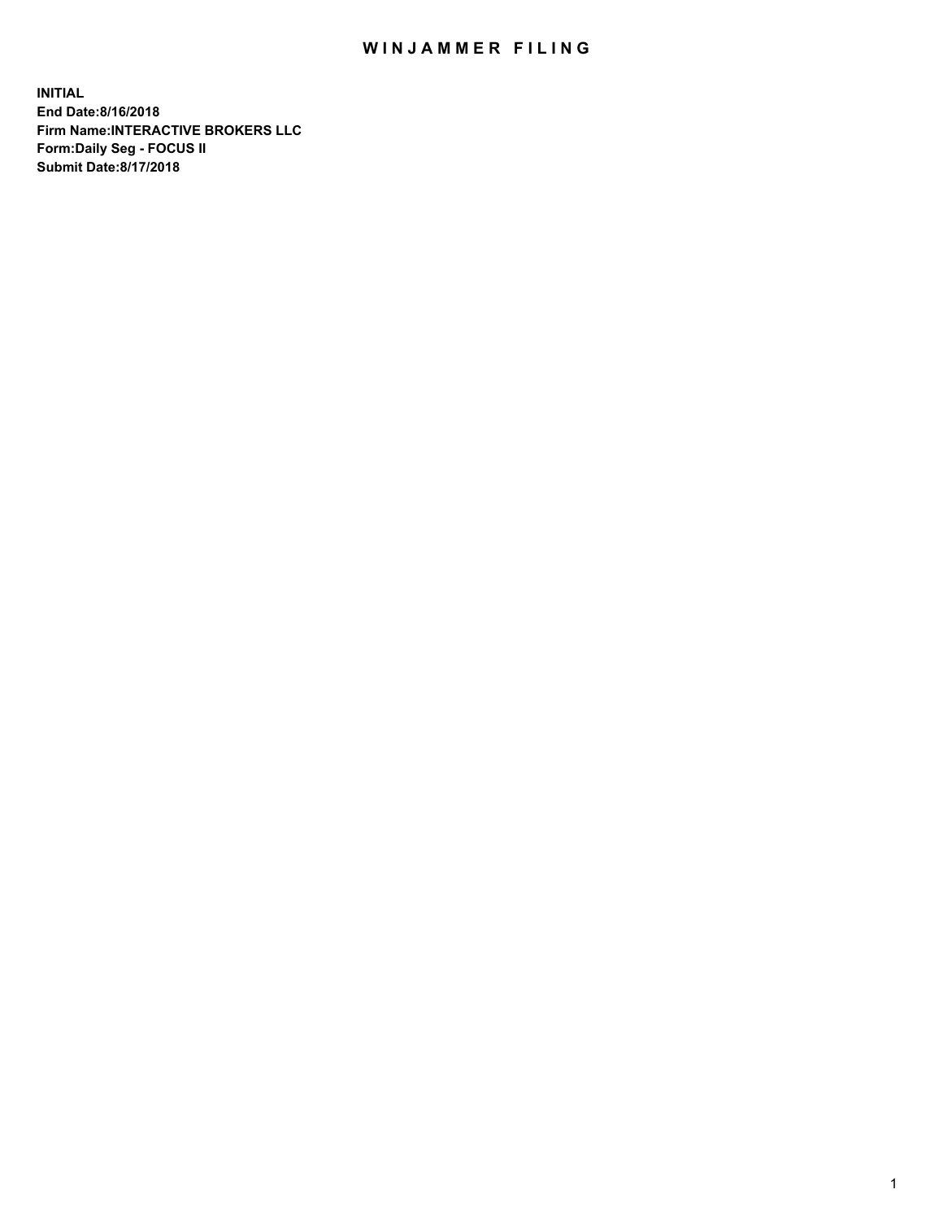# WINJAMMER FILING

**INITIAL**
**End Date:8/16/2018**
**Firm Name:INTERACTIVE BROKERS LLC**
**Form:Daily Seg - FOCUS II**
**Submit Date:8/17/2018**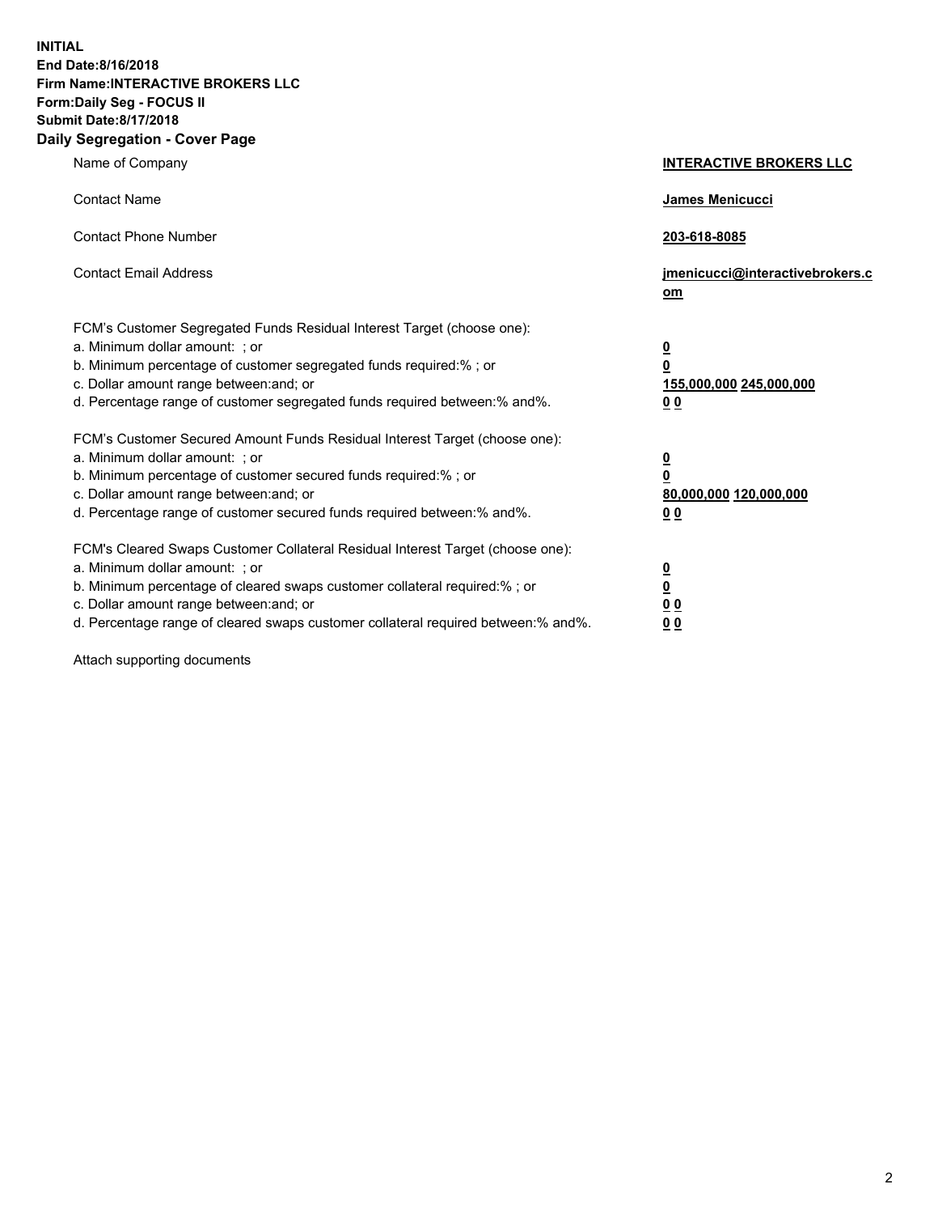**INITIAL**
**End Date:8/16/2018**
**Firm Name:INTERACTIVE BROKERS LLC**
**Form:Daily Seg - FOCUS II**
**Submit Date:8/17/2018**
## Daily Segregation - Cover Page

| | |
|---|---|
| Name of Company | **INTERACTIVE BROKERS LLC** |
| Contact Name | **James Menicucci** |
| Contact Phone Number | **203-618-8085** |
| Contact Email Address | **jmenicucci@interactivebrokers.com** |

FCM's Customer Segregated Funds Residual Interest Target (choose one):

| | |
|---|---|
| a. Minimum dollar amount: ; or | **0** |
| b. Minimum percentage of customer segregated funds required:% ; or | **0** |
| c. Dollar amount range between:and; or | **155,000,000 245,000,000** |
| d. Percentage range of customer segregated funds required between:% and%. | **0 0** |

FCM's Customer Secured Amount Funds Residual Interest Target (choose one):

| | |
|---|---|
| a. Minimum dollar amount: ; or | **0** |
| b. Minimum percentage of customer secured funds required:% ; or | **0** |
| c. Dollar amount range between:and; or | **80,000,000 120,000,000** |
| d. Percentage range of customer secured funds required between:% and%. | **0 0** |

FCM's Cleared Swaps Customer Collateral Residual Interest Target (choose one):

| | |
|---|---|
| a. Minimum dollar amount: ; or | **0** |
| b. Minimum percentage of cleared swaps customer collateral required:% ; or | **0** |
| c. Dollar amount range between:and; or | **0 0** |
| d. Percentage range of cleared swaps customer collateral required between:% and%. | **0 0** |

Attach supporting documents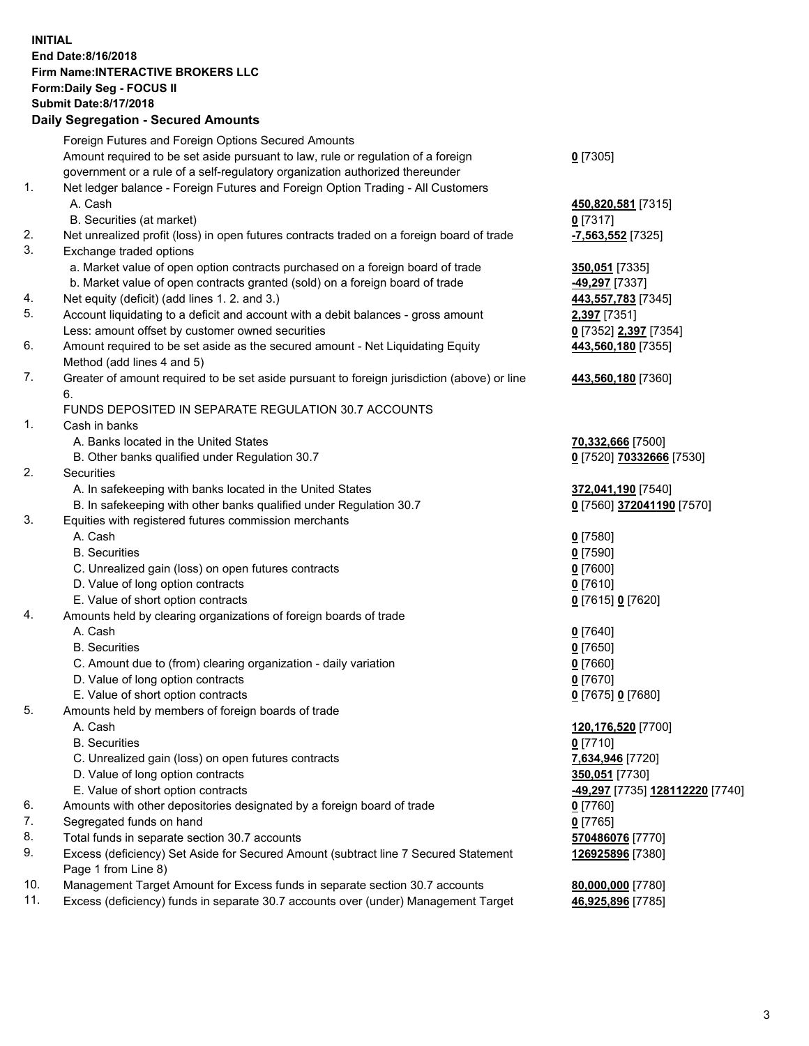**INITIAL**
**End Date:8/16/2018**
**Firm Name:INTERACTIVE BROKERS LLC**
**Form:Daily Seg - FOCUS II**
**Submit Date:8/17/2018**
**Daily Segregation - Secured Amounts**

| | | |
|---|---|---|
| | Foreign Futures and Foreign Options Secured Amounts | |
| | Amount required to be set aside pursuant to law, rule or regulation of a foreign government or a rule of a self-regulatory organization authorized thereunder | **0** [7305] |
| 1. | Net ledger balance - Foreign Futures and Foreign Option Trading - All Customers | |
| | A. Cash | **450,820,581** [7315] |
| | B. Securities (at market) | **0** [7317] |
| 2. | Net unrealized profit (loss) in open futures contracts traded on a foreign board of trade | **-7,563,552** [7325] |
| 3. | Exchange traded options | |
| | a. Market value of open option contracts purchased on a foreign board of trade | **350,051** [7335] |
| | b. Market value of open contracts granted (sold) on a foreign board of trade | **-49,297** [7337] |
| 4. | Net equity (deficit) (add lines 1. 2. and 3.) | **443,557,783** [7345] |
| 5. | Account liquidating to a deficit and account with a debit balances - gross amount | **2,397** [7351] |
| | Less: amount offset by customer owned securities | **0** [7352] **2,397** [7354] |
| 6. | Amount required to be set aside as the secured amount - Net Liquidating Equity Method (add lines 4 and 5) | **443,560,180** [7355] |
| 7. | Greater of amount required to be set aside pursuant to foreign jurisdiction (above) or line 6. | **443,560,180** [7360] |
| | FUNDS DEPOSITED IN SEPARATE REGULATION 30.7 ACCOUNTS | |
| 1. | Cash in banks | |
| | A. Banks located in the United States | **70,332,666** [7500] |
| | B. Other banks qualified under Regulation 30.7 | **0** [7520] **70332666** [7530] |
| 2. | Securities | |
| | A. In safekeeping with banks located in the United States | **372,041,190** [7540] |
| | B. In safekeeping with other banks qualified under Regulation 30.7 | **0** [7560] **372041190** [7570] |
| 3. | Equities with registered futures commission merchants | |
| | A. Cash | **0** [7580] |
| | B. Securities | **0** [7590] |
| | C. Unrealized gain (loss) on open futures contracts | **0** [7600] |
| | D. Value of long option contracts | **0** [7610] |
| | E. Value of short option contracts | **0** [7615] **0** [7620] |
| 4. | Amounts held by clearing organizations of foreign boards of trade | |
| | A. Cash | **0** [7640] |
| | B. Securities | **0** [7650] |
| | C. Amount due to (from) clearing organization - daily variation | **0** [7660] |
| | D. Value of long option contracts | **0** [7670] |
| | E. Value of short option contracts | **0** [7675] **0** [7680] |
| 5. | Amounts held by members of foreign boards of trade | |
| | A. Cash | **120,176,520** [7700] |
| | B. Securities | **0** [7710] |
| | C. Unrealized gain (loss) on open futures contracts | **7,634,946** [7720] |
| | D. Value of long option contracts | **350,051** [7730] |
| | E. Value of short option contracts | **-49,297** [7735] **128112220** [7740] |
| 6. | Amounts with other depositories designated by a foreign board of trade | **0** [7760] |
| 7. | Segregated funds on hand | **0** [7765] |
| 8. | Total funds in separate section 30.7 accounts | **570486076** [7770] |
| 9. | Excess (deficiency) Set Aside for Secured Amount (subtract line 7 Secured Statement Page 1 from Line 8) | **126925896** [7380] |
| 10. | Management Target Amount for Excess funds in separate section 30.7 accounts | **80,000,000** [7780] |
| 11. | Excess (deficiency) funds in separate 30.7 accounts over (under) Management Target | **46,925,896** [7785] |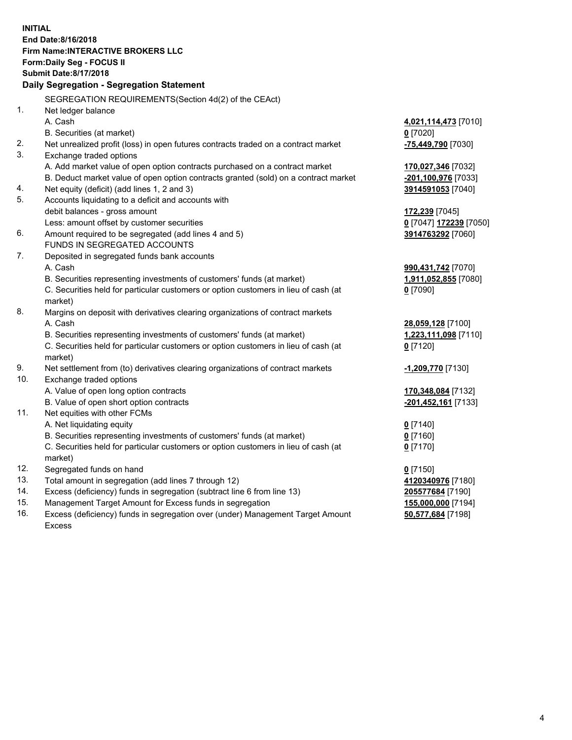**INITIAL**
**End Date:8/16/2018**
**Firm Name:INTERACTIVE BROKERS LLC**
**Form:Daily Seg - FOCUS II**
**Submit Date:8/17/2018**

**Daily Segregation - Segregation Statement**

| | | |
|---|---|---|
| | SEGREGATION REQUIREMENTS(Section 4d(2) of the CEAct) | |
| 1. | Net ledger balance | |
| | A. Cash | **4,021,114,473** [7010] |
| | B. Securities (at market) | **0** [7020] |
| 2. | Net unrealized profit (loss) in open futures contracts traded on a contract market | **-75,449,790** [7030] |
| 3. | Exchange traded options | |
| | A. Add market value of open option contracts purchased on a contract market | **170,027,346** [7032] |
| | B. Deduct market value of open option contracts granted (sold) on a contract market | **-201,100,976** [7033] |
| 4. | Net equity (deficit) (add lines 1, 2 and 3) | **3914591053** [7040] |
| 5. | Accounts liquidating to a deficit and accounts with | |
| | debit balances - gross amount | **172,239** [7045] |
| | Less: amount offset by customer securities | **0** [7047] **172239** [7050] |
| 6. | Amount required to be segregated (add lines 4 and 5) | **3914763292** [7060] |
| | FUNDS IN SEGREGATED ACCOUNTS | |
| 7. | Deposited in segregated funds bank accounts | |
| | A. Cash | **990,431,742** [7070] |
| | B. Securities representing investments of customers' funds (at market) | **1,911,052,855** [7080] |
| | C. Securities held for particular customers or option customers in lieu of cash (at market) | **0** [7090] |
| 8. | Margins on deposit with derivatives clearing organizations of contract markets | |
| | A. Cash | **28,059,128** [7100] |
| | B. Securities representing investments of customers' funds (at market) | **1,223,111,098** [7110] |
| | C. Securities held for particular customers or option customers in lieu of cash (at market) | **0** [7120] |
| 9. | Net settlement from (to) derivatives clearing organizations of contract markets | **-1,209,770** [7130] |
| 10. | Exchange traded options | |
| | A. Value of open long option contracts | **170,348,084** [7132] |
| | B. Value of open short option contracts | **-201,452,161** [7133] |
| 11. | Net equities with other FCMs | |
| | A. Net liquidating equity | **0** [7140] |
| | B. Securities representing investments of customers' funds (at market) | **0** [7160] |
| | C. Securities held for particular customers or option customers in lieu of cash (at market) | **0** [7170] |
| 12. | Segregated funds on hand | **0** [7150] |
| 13. | Total amount in segregation (add lines 7 through 12) | **4120340976** [7180] |
| 14. | Excess (deficiency) funds in segregation (subtract line 6 from line 13) | **205577684** [7190] |
| 15. | Management Target Amount for Excess funds in segregation | **155,000,000** [7194] |
| 16. | Excess (deficiency) funds in segregation over (under) Management Target Amount Excess | **50,577,684** [7198] |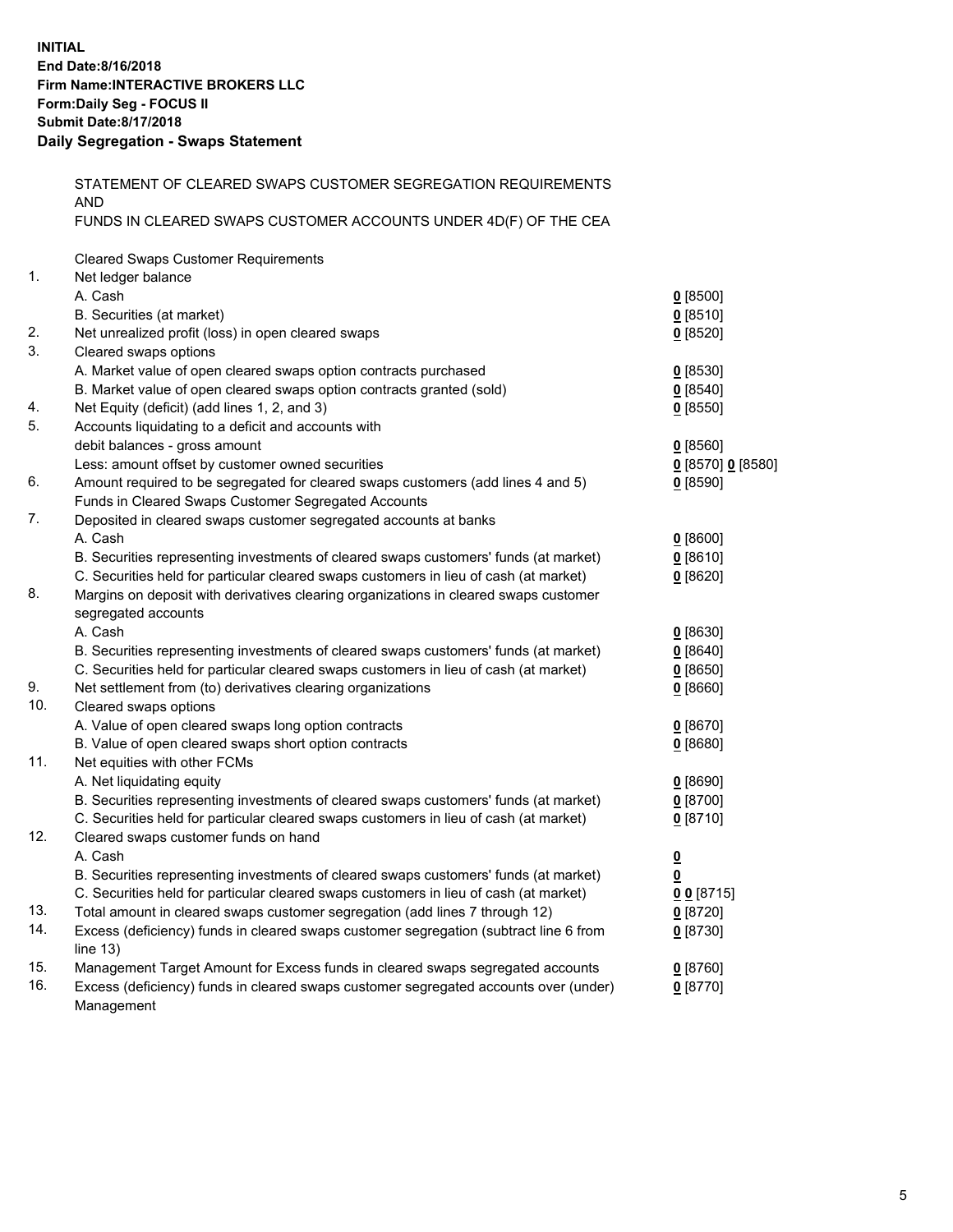**INITIAL**
**End Date:8/16/2018**
**Firm Name:INTERACTIVE BROKERS LLC**
**Form:Daily Seg - FOCUS II**
**Submit Date:8/17/2018**
**Daily Segregation - Swaps Statement**

STATEMENT OF CLEARED SWAPS CUSTOMER SEGREGATION REQUIREMENTS AND FUNDS IN CLEARED SWAPS CUSTOMER ACCOUNTS UNDER 4D(F) OF THE CEA

| | | |
|---|---|---|
| | Cleared Swaps Customer Requirements | |
| 1. | Net ledger balance | |
| | A. Cash | 0 [8500] |
| | B. Securities (at market) | 0 [8510] |
| 2. | Net unrealized profit (loss) in open cleared swaps | 0 [8520] |
| 3. | Cleared swaps options | |
| | A. Market value of open cleared swaps option contracts purchased | 0 [8530] |
| | B. Market value of open cleared swaps option contracts granted (sold) | 0 [8540] |
| 4. | Net Equity (deficit) (add lines 1, 2, and 3) | 0 [8550] |
| 5. | Accounts liquidating to a deficit and accounts with debit balances - gross amount | 0 [8560] |
| | Less: amount offset by customer owned securities | 0 [8570] 0 [8580] |
| 6. | Amount required to be segregated for cleared swaps customers (add lines 4 and 5) | 0 [8590] |
| | Funds in Cleared Swaps Customer Segregated Accounts | |
| 7. | Deposited in cleared swaps customer segregated accounts at banks | |
| | A. Cash | 0 [8600] |
| | B. Securities representing investments of cleared swaps customers' funds (at market) | 0 [8610] |
| | C. Securities held for particular cleared swaps customers in lieu of cash (at market) | 0 [8620] |
| 8. | Margins on deposit with derivatives clearing organizations in cleared swaps customer segregated accounts | |
| | A. Cash | 0 [8630] |
| | B. Securities representing investments of cleared swaps customers' funds (at market) | 0 [8640] |
| | C. Securities held for particular cleared swaps customers in lieu of cash (at market) | 0 [8650] |
| 9. | Net settlement from (to) derivatives clearing organizations | 0 [8660] |
| 10. | Cleared swaps options | |
| | A. Value of open cleared swaps long option contracts | 0 [8670] |
| | B. Value of open cleared swaps short option contracts | 0 [8680] |
| 11. | Net equities with other FCMs | |
| | A. Net liquidating equity | 0 [8690] |
| | B. Securities representing investments of cleared swaps customers' funds (at market) | 0 [8700] |
| | C. Securities held for particular cleared swaps customers in lieu of cash (at market) | 0 [8710] |
| 12. | Cleared swaps customer funds on hand | |
| | A. Cash | 0 |
| | B. Securities representing investments of cleared swaps customers' funds (at market) | 0 |
| | C. Securities held for particular cleared swaps customers in lieu of cash (at market) | 0 0 [8715] |
| 13. | Total amount in cleared swaps customer segregation (add lines 7 through 12) | 0 [8720] |
| 14. | Excess (deficiency) funds in cleared swaps customer segregation (subtract line 6 from line 13) | 0 [8730] |
| 15. | Management Target Amount for Excess funds in cleared swaps segregated accounts | 0 [8760] |
| 16. | Excess (deficiency) funds in cleared swaps customer segregated accounts over (under) Management | 0 [8770] |